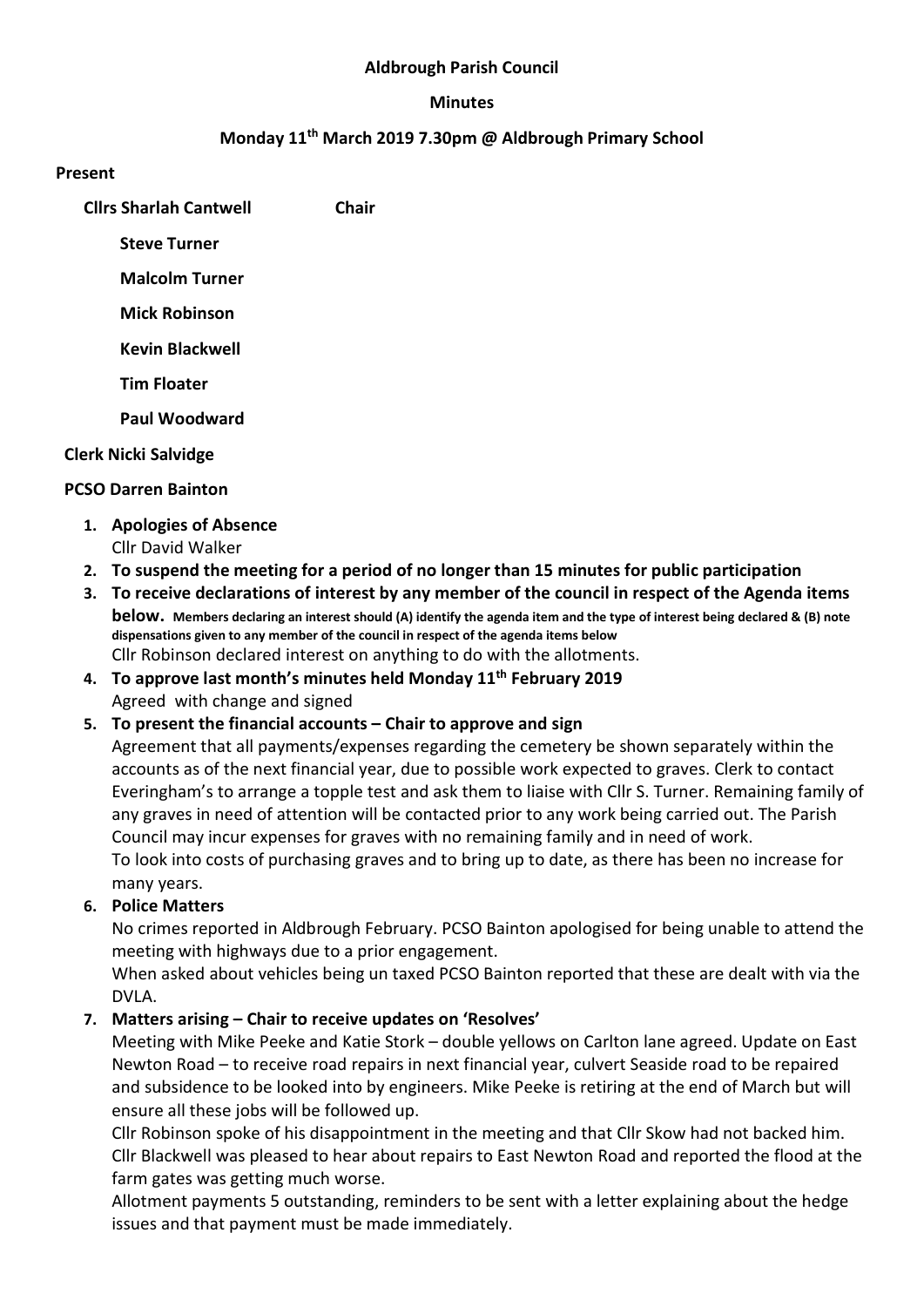**Aldbrough Parish Council**

**Minutes**

**Monday 11th March 2019 7.30pm @ Aldbrough Primary School**

**Present**

**Cllrs Sharlah Cantwell** **Chair**

**Steve Turner**

**Malcolm Turner**

**Mick Robinson**

**Kevin Blackwell**

**Tim Floater**

**Paul Woodward**

**Clerk Nicki Salvidge**

**PCSO Darren Bainton**

1. **Apologies of Absence**
   Cllr David Walker
2. **To suspend the meeting for a period of no longer than 15 minutes for public participation**
3. **To receive declarations of interest by any member of the council in respect of the Agenda items below.** **Members declaring an interest should (A) identify the agenda item and the type of interest being declared & (B) note dispensations given to any member of the council in respect of the agenda items below**
   Cllr Robinson declared interest on anything to do with the allotments.
4. **To approve last month's minutes held Monday 11th February 2019**
   Agreed with change and signed
5. **To present the financial accounts – Chair to approve and sign**
   Agreement that all payments/expenses regarding the cemetery be shown separately within the accounts as of the next financial year, due to possible work expected to graves. Clerk to contact Everingham's to arrange a topple test and ask them to liaise with Cllr S. Turner. Remaining family of any graves in need of attention will be contacted prior to any work being carried out. The Parish Council may incur expenses for graves with no remaining family and in need of work.
   To look into costs of purchasing graves and to bring up to date, as there has been no increase for many years.
6. **Police Matters**
   No crimes reported in Aldbrough February. PCSO Bainton apologised for being unable to attend the meeting with highways due to a prior engagement.
   When asked about vehicles being un taxed PCSO Bainton reported that these are dealt with via the DVLA.
7. **Matters arising – Chair to receive updates on 'Resolves'**
   Meeting with Mike Peeke and Katie Stork – double yellows on Carlton lane agreed. Update on East Newton Road – to receive road repairs in next financial year, culvert Seaside road to be repaired and subsidence to be looked into by engineers. Mike Peeke is retiring at the end of March but will ensure all these jobs will be followed up.
   Cllr Robinson spoke of his disappointment in the meeting and that Cllr Skow had not backed him.
   Cllr Blackwell was pleased to hear about repairs to East Newton Road and reported the flood at the farm gates was getting much worse.
   Allotment payments 5 outstanding, reminders to be sent with a letter explaining about the hedge issues and that payment must be made immediately.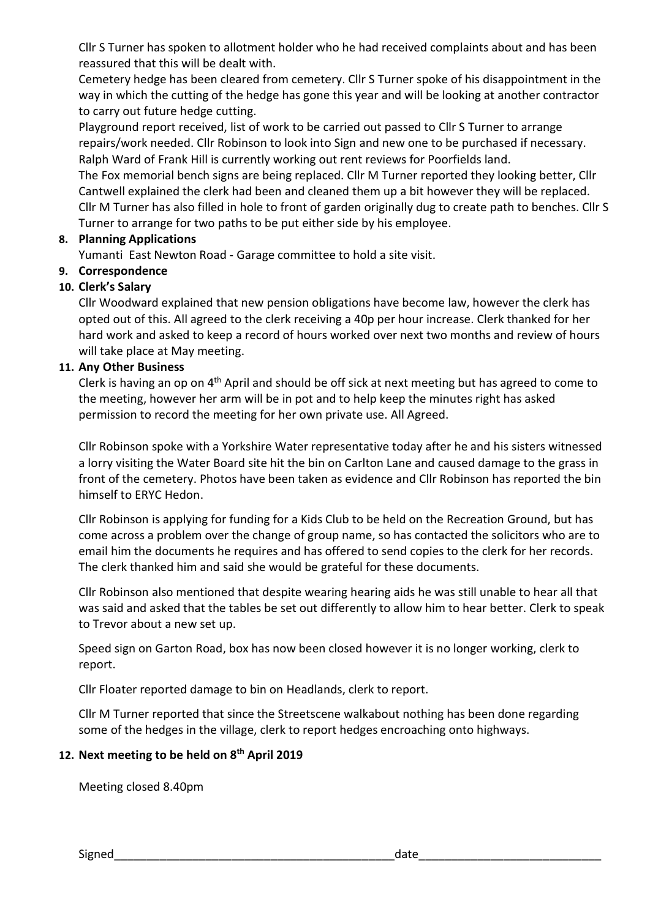Cllr S Turner has spoken to allotment holder who he had received complaints about and has been reassured that this will be dealt with.

Cemetery hedge has been cleared from cemetery. Cllr S Turner spoke of his disappointment in the way in which the cutting of the hedge has gone this year and will be looking at another contractor to carry out future hedge cutting.

Playground report received, list of work to be carried out passed to Cllr S Turner to arrange repairs/work needed. Cllr Robinson to look into Sign and new one to be purchased if necessary.

Ralph Ward of Frank Hill is currently working out rent reviews for Poorfields land.

The Fox memorial bench signs are being replaced. Cllr M Turner reported they looking better, Cllr Cantwell explained the clerk had been and cleaned them up a bit however they will be replaced. Cllr M Turner has also filled in hole to front of garden originally dug to create path to benches. Cllr S Turner to arrange for two paths to be put either side by his employee.

**8. Planning Applications**

Yumanti East Newton Road - Garage committee to hold a site visit.

**9. Correspondence**

**10. Clerk's Salary**

Cllr Woodward explained that new pension obligations have become law, however the clerk has opted out of this. All agreed to the clerk receiving a 40p per hour increase. Clerk thanked for her hard work and asked to keep a record of hours worked over next two months and review of hours will take place at May meeting.

**11. Any Other Business**

Clerk is having an op on 4th April and should be off sick at next meeting but has agreed to come to the meeting, however her arm will be in pot and to help keep the minutes right has asked permission to record the meeting for her own private use. All Agreed.

Cllr Robinson spoke with a Yorkshire Water representative today after he and his sisters witnessed a lorry visiting the Water Board site hit the bin on Carlton Lane and caused damage to the grass in front of the cemetery. Photos have been taken as evidence and Cllr Robinson has reported the bin himself to ERYC Hedon.

Cllr Robinson is applying for funding for a Kids Club to be held on the Recreation Ground, but has come across a problem over the change of group name, so has contacted the solicitors who are to email him the documents he requires and has offered to send copies to the clerk for her records. The clerk thanked him and said she would be grateful for these documents.

Cllr Robinson also mentioned that despite wearing hearing aids he was still unable to hear all that was said and asked that the tables be set out differently to allow him to hear better. Clerk to speak to Trevor about a new set up.

Speed sign on Garton Road, box has now been closed however it is no longer working, clerk to report.

Cllr Floater reported damage to bin on Headlands, clerk to report.

Cllr M Turner reported that since the Streetscene walkabout nothing has been done regarding some of the hedges in the village, clerk to report hedges encroaching onto highways.

**12. Next meeting to be held on 8th April 2019**

Meeting closed 8.40pm

Signed_____________________________________________date_____________________________